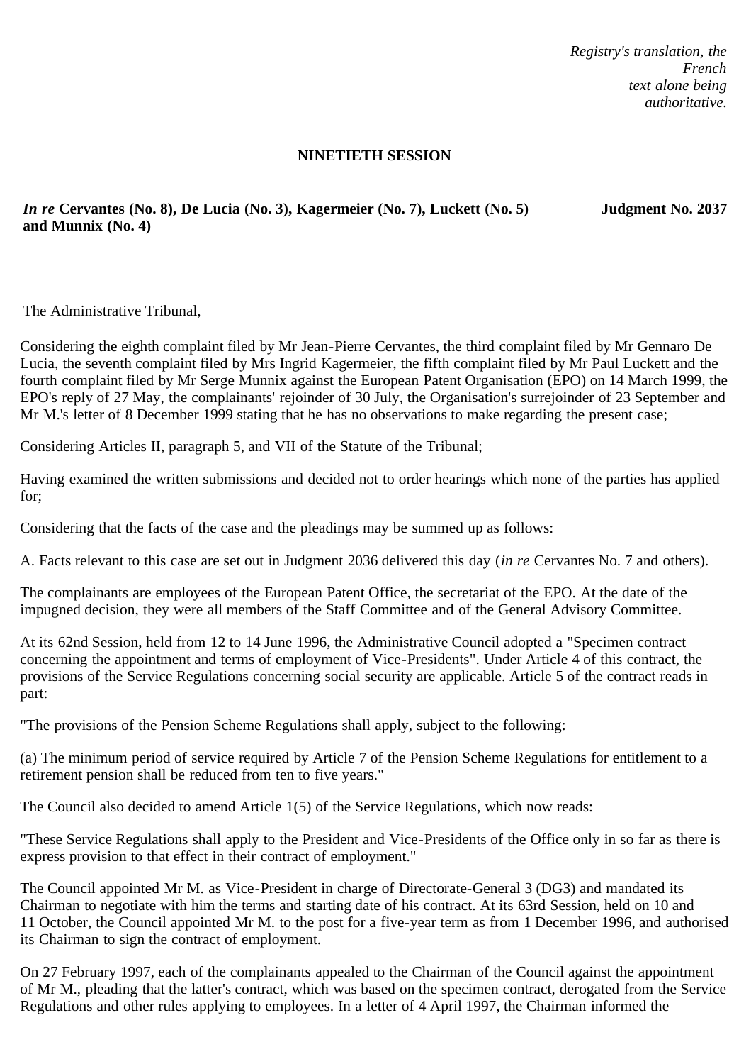*Registry's translation, the French text alone being authoritative.*

**NINETIETH SESSION**

***In re*** **Cervantes (No. 8), De Lucia (No. 3), Kagermeier (No. 7), Luckett (No. 5) and Munnix (No. 4)**

**Judgment No. 2037**

The Administrative Tribunal,

Considering the eighth complaint filed by Mr Jean-Pierre Cervantes, the third complaint filed by Mr Gennaro De Lucia, the seventh complaint filed by Mrs Ingrid Kagermeier, the fifth complaint filed by Mr Paul Luckett and the fourth complaint filed by Mr Serge Munnix against the European Patent Organisation (EPO) on 14 March 1999, the EPO's reply of 27 May, the complainants' rejoinder of 30 July, the Organisation's surrejoinder of 23 September and Mr M.'s letter of 8 December 1999 stating that he has no observations to make regarding the present case;

Considering Articles II, paragraph 5, and VII of the Statute of the Tribunal;

Having examined the written submissions and decided not to order hearings which none of the parties has applied for;

Considering that the facts of the case and the pleadings may be summed up as follows:

A. Facts relevant to this case are set out in Judgment 2036 delivered this day (*in re* Cervantes No. 7 and others).

The complainants are employees of the European Patent Office, the secretariat of the EPO. At the date of the impugned decision, they were all members of the Staff Committee and of the General Advisory Committee.

At its 62nd Session, held from 12 to 14 June 1996, the Administrative Council adopted a "Specimen contract concerning the appointment and terms of employment of Vice-Presidents". Under Article 4 of this contract, the provisions of the Service Regulations concerning social security are applicable. Article 5 of the contract reads in part:

"The provisions of the Pension Scheme Regulations shall apply, subject to the following:

(a) The minimum period of service required by Article 7 of the Pension Scheme Regulations for entitlement to a retirement pension shall be reduced from ten to five years."

The Council also decided to amend Article 1(5) of the Service Regulations, which now reads:

"These Service Regulations shall apply to the President and Vice-Presidents of the Office only in so far as there is express provision to that effect in their contract of employment."

The Council appointed Mr M. as Vice-President in charge of Directorate-General 3 (DG3) and mandated its Chairman to negotiate with him the terms and starting date of his contract. At its 63rd Session, held on 10 and 11 October, the Council appointed Mr M. to the post for a five-year term as from 1 December 1996, and authorised its Chairman to sign the contract of employment.

On 27 February 1997, each of the complainants appealed to the Chairman of the Council against the appointment of Mr M., pleading that the latter's contract, which was based on the specimen contract, derogated from the Service Regulations and other rules applying to employees. In a letter of 4 April 1997, the Chairman informed the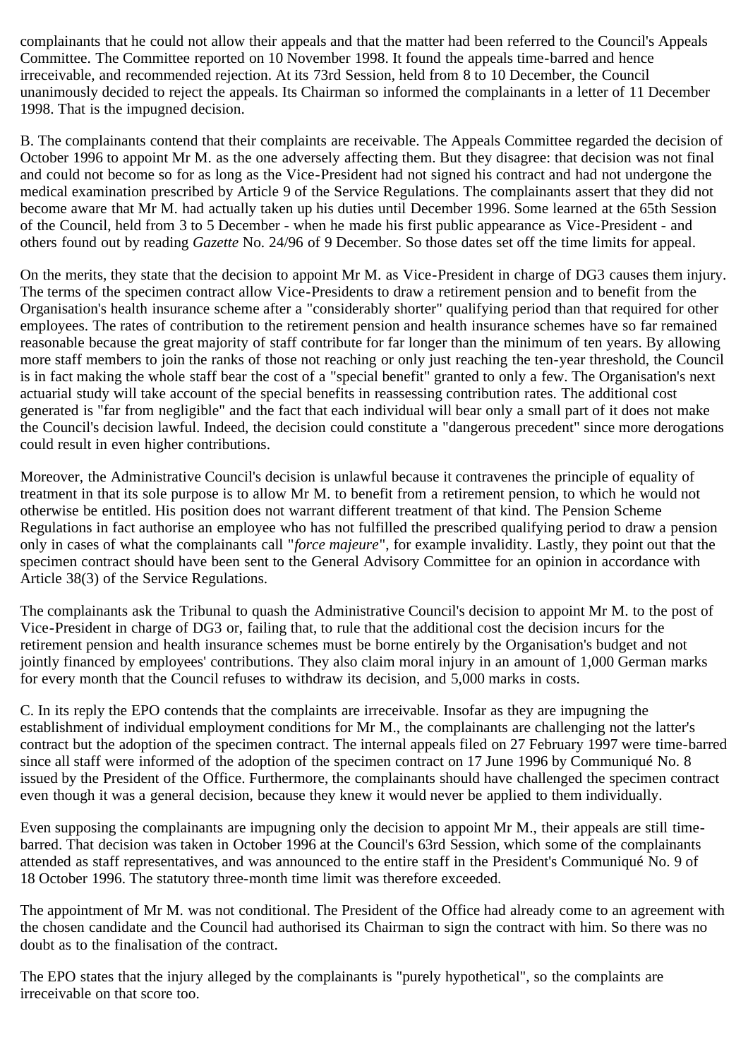complainants that he could not allow their appeals and that the matter had been referred to the Council's Appeals Committee. The Committee reported on 10 November 1998. It found the appeals time-barred and hence irreceivable, and recommended rejection. At its 73rd Session, held from 8 to 10 December, the Council unanimously decided to reject the appeals. Its Chairman so informed the complainants in a letter of 11 December 1998. That is the impugned decision.

B. The complainants contend that their complaints are receivable. The Appeals Committee regarded the decision of October 1996 to appoint Mr M. as the one adversely affecting them. But they disagree: that decision was not final and could not become so for as long as the Vice-President had not signed his contract and had not undergone the medical examination prescribed by Article 9 of the Service Regulations. The complainants assert that they did not become aware that Mr M. had actually taken up his duties until December 1996. Some learned at the 65th Session of the Council, held from 3 to 5 December - when he made his first public appearance as Vice-President - and others found out by reading *Gazette* No. 24/96 of 9 December. So those dates set off the time limits for appeal.

On the merits, they state that the decision to appoint Mr M. as Vice-President in charge of DG3 causes them injury. The terms of the specimen contract allow Vice-Presidents to draw a retirement pension and to benefit from the Organisation's health insurance scheme after a "considerably shorter" qualifying period than that required for other employees. The rates of contribution to the retirement pension and health insurance schemes have so far remained reasonable because the great majority of staff contribute for far longer than the minimum of ten years. By allowing more staff members to join the ranks of those not reaching or only just reaching the ten-year threshold, the Council is in fact making the whole staff bear the cost of a "special benefit" granted to only a few. The Organisation's next actuarial study will take account of the special benefits in reassessing contribution rates. The additional cost generated is "far from negligible" and the fact that each individual will bear only a small part of it does not make the Council's decision lawful. Indeed, the decision could constitute a "dangerous precedent" since more derogations could result in even higher contributions.

Moreover, the Administrative Council's decision is unlawful because it contravenes the principle of equality of treatment in that its sole purpose is to allow Mr M. to benefit from a retirement pension, to which he would not otherwise be entitled. His position does not warrant different treatment of that kind. The Pension Scheme Regulations in fact authorise an employee who has not fulfilled the prescribed qualifying period to draw a pension only in cases of what the complainants call "*force majeure*", for example invalidity. Lastly, they point out that the specimen contract should have been sent to the General Advisory Committee for an opinion in accordance with Article 38(3) of the Service Regulations.

The complainants ask the Tribunal to quash the Administrative Council's decision to appoint Mr M. to the post of Vice-President in charge of DG3 or, failing that, to rule that the additional cost the decision incurs for the retirement pension and health insurance schemes must be borne entirely by the Organisation's budget and not jointly financed by employees' contributions. They also claim moral injury in an amount of 1,000 German marks for every month that the Council refuses to withdraw its decision, and 5,000 marks in costs.

C. In its reply the EPO contends that the complaints are irreceivable. Insofar as they are impugning the establishment of individual employment conditions for Mr M., the complainants are challenging not the latter's contract but the adoption of the specimen contract. The internal appeals filed on 27 February 1997 were time-barred since all staff were informed of the adoption of the specimen contract on 17 June 1996 by Communiqué No. 8 issued by the President of the Office. Furthermore, the complainants should have challenged the specimen contract even though it was a general decision, because they knew it would never be applied to them individually.

Even supposing the complainants are impugning only the decision to appoint Mr M., their appeals are still time-barred. That decision was taken in October 1996 at the Council's 63rd Session, which some of the complainants attended as staff representatives, and was announced to the entire staff in the President's Communiqué No. 9 of 18 October 1996. The statutory three-month time limit was therefore exceeded.

The appointment of Mr M. was not conditional. The President of the Office had already come to an agreement with the chosen candidate and the Council had authorised its Chairman to sign the contract with him. So there was no doubt as to the finalisation of the contract.

The EPO states that the injury alleged by the complainants is "purely hypothetical", so the complaints are irreceivable on that score too.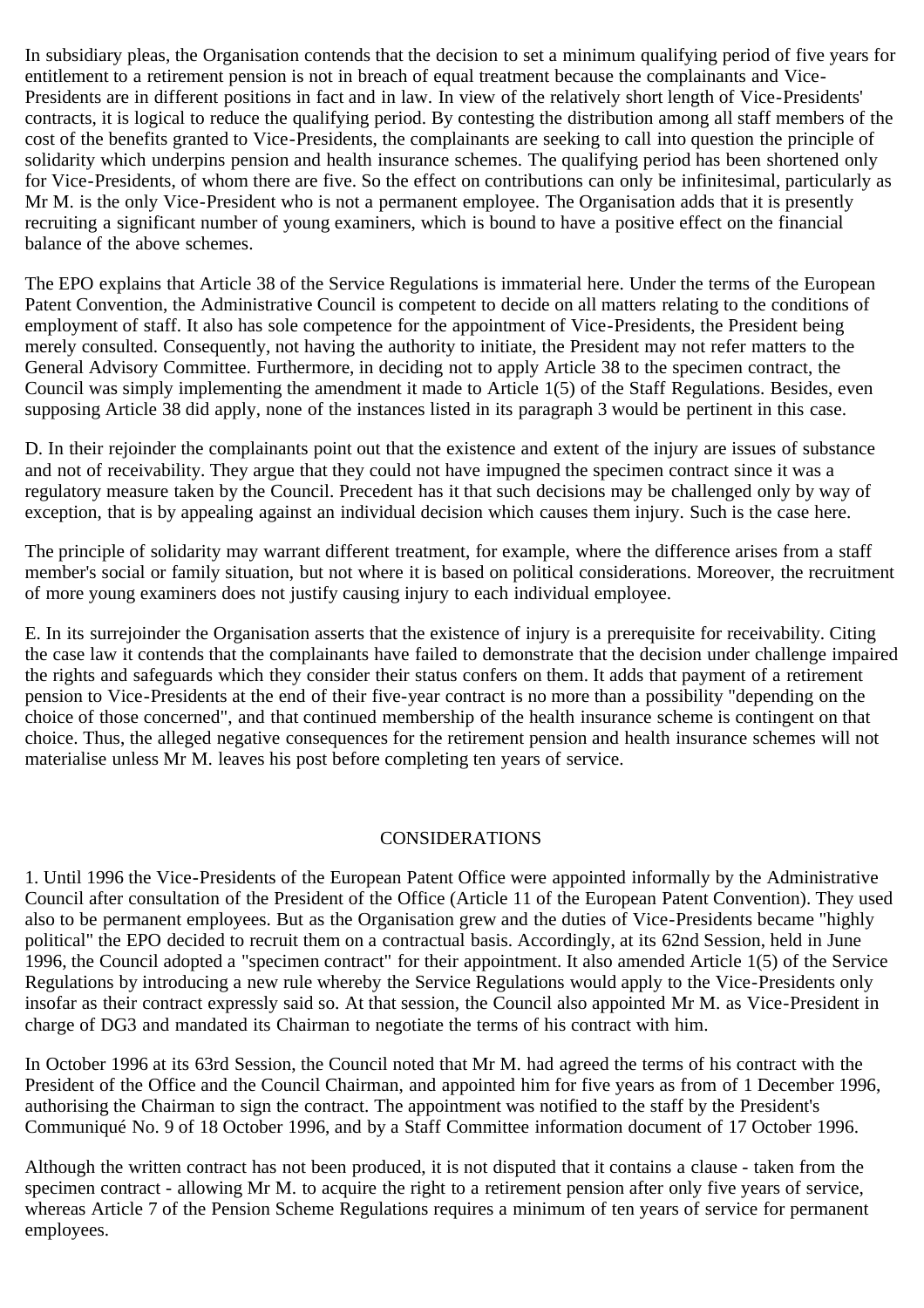In subsidiary pleas, the Organisation contends that the decision to set a minimum qualifying period of five years for entitlement to a retirement pension is not in breach of equal treatment because the complainants and Vice-Presidents are in different positions in fact and in law. In view of the relatively short length of Vice-Presidents' contracts, it is logical to reduce the qualifying period. By contesting the distribution among all staff members of the cost of the benefits granted to Vice-Presidents, the complainants are seeking to call into question the principle of solidarity which underpins pension and health insurance schemes. The qualifying period has been shortened only for Vice-Presidents, of whom there are five. So the effect on contributions can only be infinitesimal, particularly as Mr M. is the only Vice-President who is not a permanent employee. The Organisation adds that it is presently recruiting a significant number of young examiners, which is bound to have a positive effect on the financial balance of the above schemes.

The EPO explains that Article 38 of the Service Regulations is immaterial here. Under the terms of the European Patent Convention, the Administrative Council is competent to decide on all matters relating to the conditions of employment of staff. It also has sole competence for the appointment of Vice-Presidents, the President being merely consulted. Consequently, not having the authority to initiate, the President may not refer matters to the General Advisory Committee. Furthermore, in deciding not to apply Article 38 to the specimen contract, the Council was simply implementing the amendment it made to Article 1(5) of the Staff Regulations. Besides, even supposing Article 38 did apply, none of the instances listed in its paragraph 3 would be pertinent in this case.

D. In their rejoinder the complainants point out that the existence and extent of the injury are issues of substance and not of receivability. They argue that they could not have impugned the specimen contract since it was a regulatory measure taken by the Council. Precedent has it that such decisions may be challenged only by way of exception, that is by appealing against an individual decision which causes them injury. Such is the case here.

The principle of solidarity may warrant different treatment, for example, where the difference arises from a staff member's social or family situation, but not where it is based on political considerations. Moreover, the recruitment of more young examiners does not justify causing injury to each individual employee.

E. In its surrejoinder the Organisation asserts that the existence of injury is a prerequisite for receivability. Citing the case law it contends that the complainants have failed to demonstrate that the decision under challenge impaired the rights and safeguards which they consider their status confers on them. It adds that payment of a retirement pension to Vice-Presidents at the end of their five-year contract is no more than a possibility "depending on the choice of those concerned", and that continued membership of the health insurance scheme is contingent on that choice. Thus, the alleged negative consequences for the retirement pension and health insurance schemes will not materialise unless Mr M. leaves his post before completing ten years of service.

## CONSIDERATIONS

1. Until 1996 the Vice-Presidents of the European Patent Office were appointed informally by the Administrative Council after consultation of the President of the Office (Article 11 of the European Patent Convention). They used also to be permanent employees. But as the Organisation grew and the duties of Vice-Presidents became "highly political" the EPO decided to recruit them on a contractual basis. Accordingly, at its 62nd Session, held in June 1996, the Council adopted a "specimen contract" for their appointment. It also amended Article 1(5) of the Service Regulations by introducing a new rule whereby the Service Regulations would apply to the Vice-Presidents only insofar as their contract expressly said so. At that session, the Council also appointed Mr M. as Vice-President in charge of DG3 and mandated its Chairman to negotiate the terms of his contract with him.

In October 1996 at its 63rd Session, the Council noted that Mr M. had agreed the terms of his contract with the President of the Office and the Council Chairman, and appointed him for five years as from of 1 December 1996, authorising the Chairman to sign the contract. The appointment was notified to the staff by the President's Communiqué No. 9 of 18 October 1996, and by a Staff Committee information document of 17 October 1996.

Although the written contract has not been produced, it is not disputed that it contains a clause - taken from the specimen contract - allowing Mr M. to acquire the right to a retirement pension after only five years of service, whereas Article 7 of the Pension Scheme Regulations requires a minimum of ten years of service for permanent employees.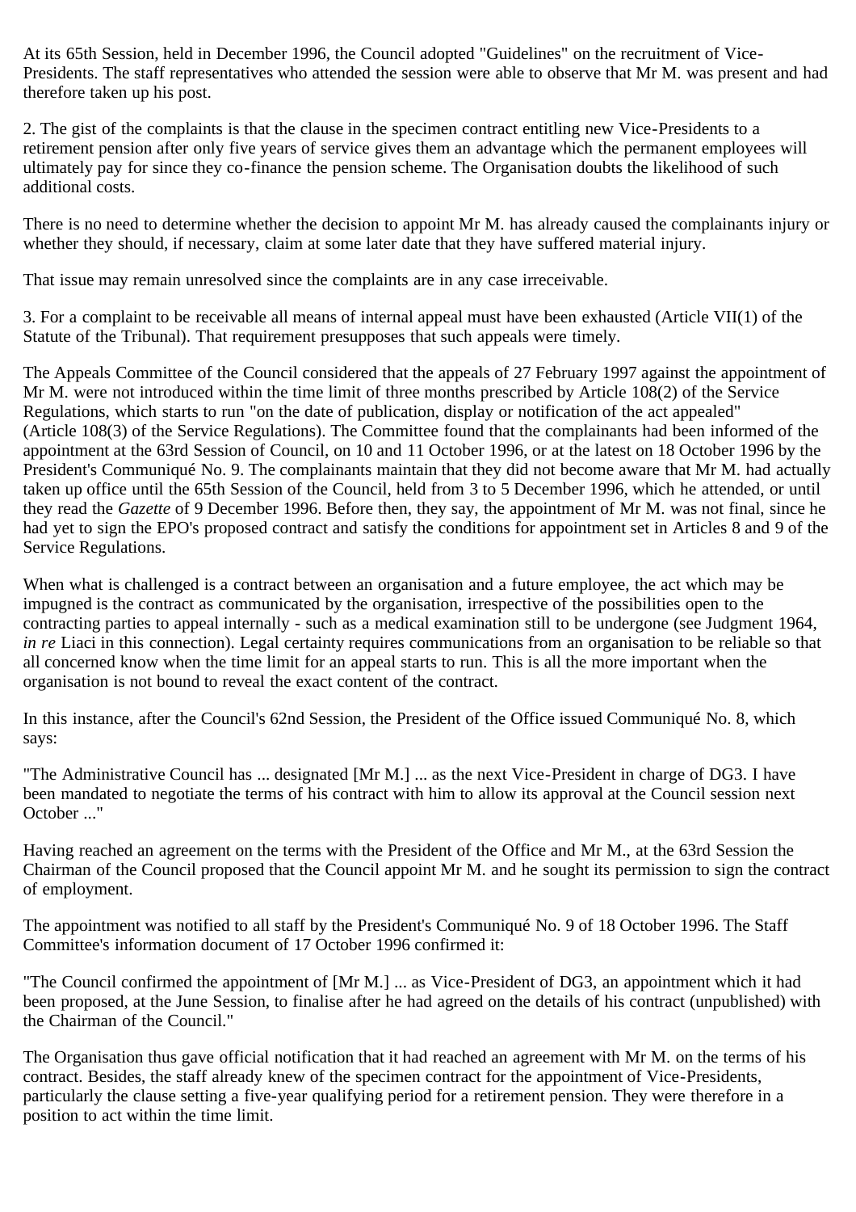At its 65th Session, held in December 1996, the Council adopted "Guidelines" on the recruitment of Vice-Presidents. The staff representatives who attended the session were able to observe that Mr M. was present and had therefore taken up his post.

2. The gist of the complaints is that the clause in the specimen contract entitling new Vice-Presidents to a retirement pension after only five years of service gives them an advantage which the permanent employees will ultimately pay for since they co-finance the pension scheme. The Organisation doubts the likelihood of such additional costs.

There is no need to determine whether the decision to appoint Mr M. has already caused the complainants injury or whether they should, if necessary, claim at some later date that they have suffered material injury.

That issue may remain unresolved since the complaints are in any case irreceivable.

3. For a complaint to be receivable all means of internal appeal must have been exhausted (Article VII(1) of the Statute of the Tribunal). That requirement presupposes that such appeals were timely.

The Appeals Committee of the Council considered that the appeals of 27 February 1997 against the appointment of Mr M. were not introduced within the time limit of three months prescribed by Article 108(2) of the Service Regulations, which starts to run "on the date of publication, display or notification of the act appealed" (Article 108(3) of the Service Regulations). The Committee found that the complainants had been informed of the appointment at the 63rd Session of Council, on 10 and 11 October 1996, or at the latest on 18 October 1996 by the President's Communiqué No. 9. The complainants maintain that they did not become aware that Mr M. had actually taken up office until the 65th Session of the Council, held from 3 to 5 December 1996, which he attended, or until they read the *Gazette* of 9 December 1996. Before then, they say, the appointment of Mr M. was not final, since he had yet to sign the EPO's proposed contract and satisfy the conditions for appointment set in Articles 8 and 9 of the Service Regulations.

When what is challenged is a contract between an organisation and a future employee, the act which may be impugned is the contract as communicated by the organisation, irrespective of the possibilities open to the contracting parties to appeal internally - such as a medical examination still to be undergone (see Judgment 1964, *in re* Liaci in this connection). Legal certainty requires communications from an organisation to be reliable so that all concerned know when the time limit for an appeal starts to run. This is all the more important when the organisation is not bound to reveal the exact content of the contract.

In this instance, after the Council's 62nd Session, the President of the Office issued Communiqué No. 8, which says:

"The Administrative Council has ... designated [Mr M.] ... as the next Vice-President in charge of DG3. I have been mandated to negotiate the terms of his contract with him to allow its approval at the Council session next October ..."

Having reached an agreement on the terms with the President of the Office and Mr M., at the 63rd Session the Chairman of the Council proposed that the Council appoint Mr M. and he sought its permission to sign the contract of employment.

The appointment was notified to all staff by the President's Communiqué No. 9 of 18 October 1996. The Staff Committee's information document of 17 October 1996 confirmed it:

"The Council confirmed the appointment of [Mr M.] ... as Vice-President of DG3, an appointment which it had been proposed, at the June Session, to finalise after he had agreed on the details of his contract (unpublished) with the Chairman of the Council."

The Organisation thus gave official notification that it had reached an agreement with Mr M. on the terms of his contract. Besides, the staff already knew of the specimen contract for the appointment of Vice-Presidents, particularly the clause setting a five-year qualifying period for a retirement pension. They were therefore in a position to act within the time limit.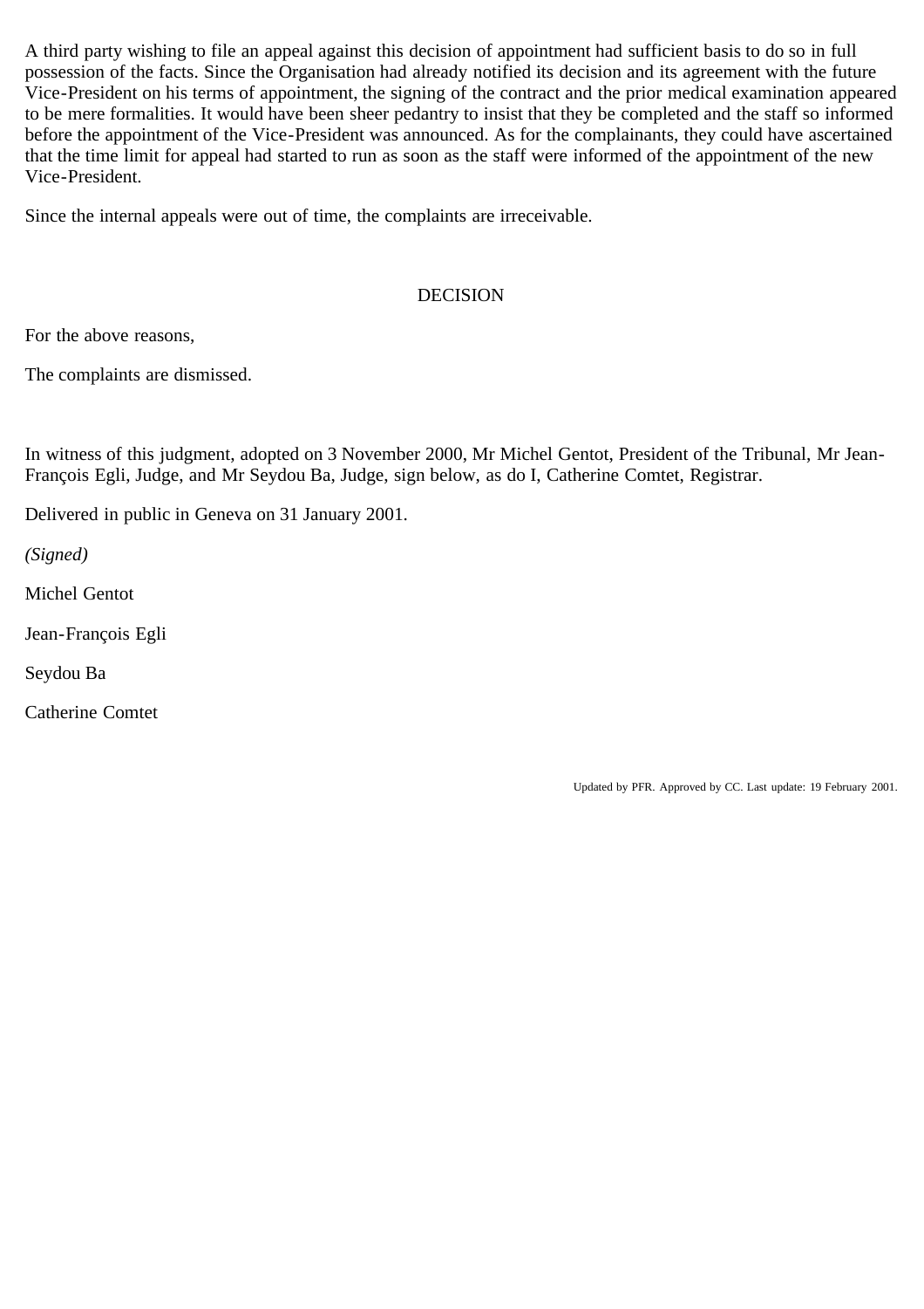A third party wishing to file an appeal against this decision of appointment had sufficient basis to do so in full possession of the facts. Since the Organisation had already notified its decision and its agreement with the future Vice-President on his terms of appointment, the signing of the contract and the prior medical examination appeared to be mere formalities. It would have been sheer pedantry to insist that they be completed and the staff so informed before the appointment of the Vice-President was announced. As for the complainants, they could have ascertained that the time limit for appeal had started to run as soon as the staff were informed of the appointment of the new Vice-President.

Since the internal appeals were out of time, the complaints are irreceivable.

## DECISION

For the above reasons,

The complaints are dismissed.

In witness of this judgment, adopted on 3 November 2000, Mr Michel Gentot, President of the Tribunal, Mr Jean-François Egli, Judge, and Mr Seydou Ba, Judge, sign below, as do I, Catherine Comtet, Registrar.

Delivered in public in Geneva on 31 January 2001.

*(Signed)*

Michel Gentot

Jean-François Egli

Seydou Ba

Catherine Comtet

Updated by PFR. Approved by CC. Last update: 19 February 2001.